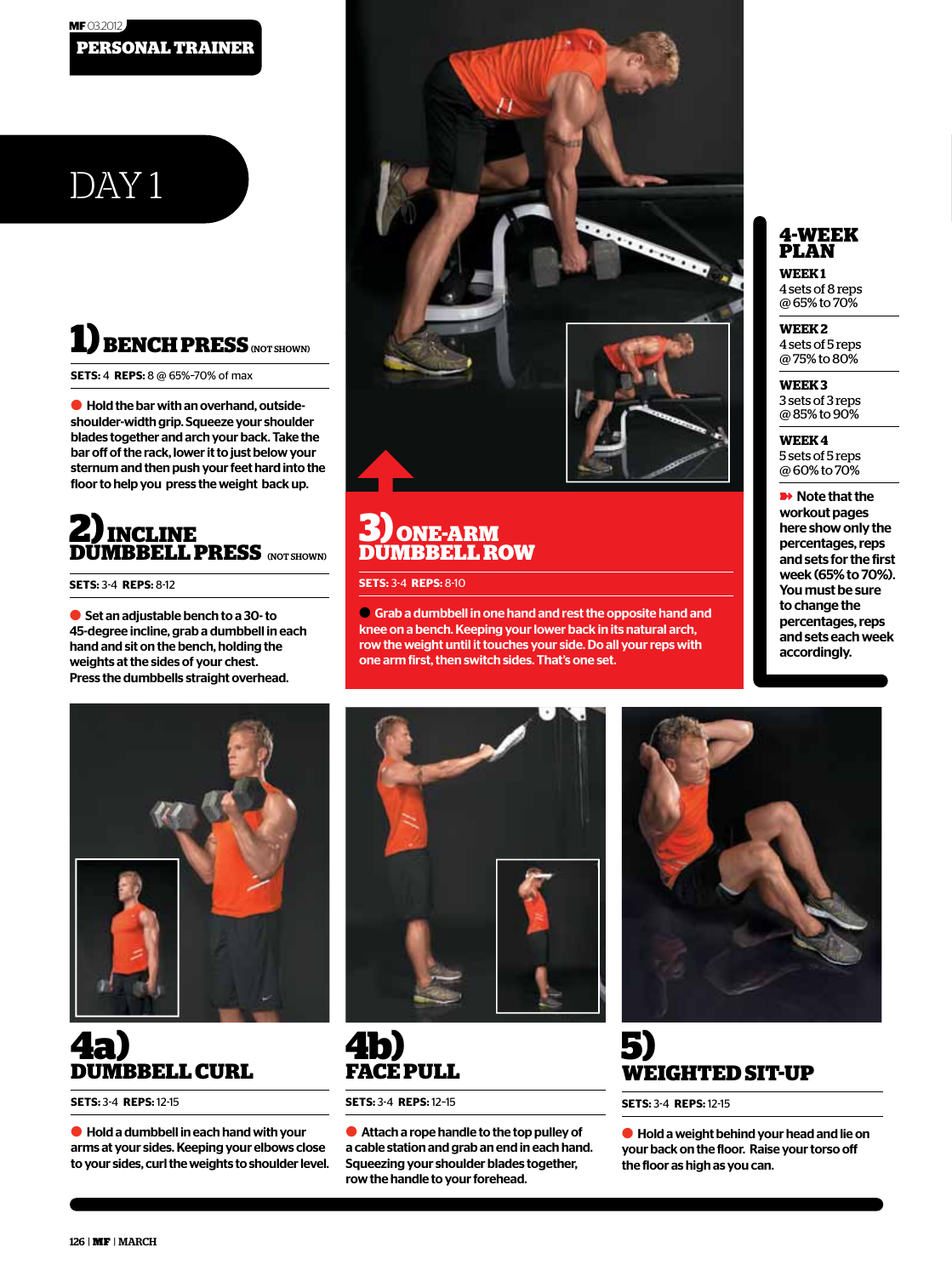PERSONAL TRAINER

# DAY 1

## 1) BENCH PRESS (NOT SHOWN)

**SETS:** 4 **REPS:** 8 @ 65%–70% of max

Hold the bar with an overhand, outside-shoulder-width grip. Squeeze your shoulder blades together and arch your back. Take the bar off of the rack, lower it to just below your sternum and then push your feet hard into the floor to help you press the weight back up.

## 2) INCLINE DUMBBELL PRESS (NOT SHOWN)

**SETS:** 3-4 **REPS:** 8-12

Set an adjustable bench to a 30- to 45-degree incline, grab a dumbbell in each hand and sit on the bench, holding the weights at the sides of your chest. Press the dumbbells straight overhead.

## 3) ONE-ARM DUMBBELL ROW

**SETS:** 3-4 **REPS:** 8-10

Grab a dumbbell in one hand and rest the opposite hand and knee on a bench. Keeping your lower back in its natural arch, row the weight until it touches your side. Do all your reps with one arm first, then switch sides. That's one set.

## 4-WEEK PLAN

**WEEK 1**
4 sets of 8 reps @ 65% to 70%

**WEEK 2**
4 sets of 5 reps @ 75% to 80%

**WEEK 3**
3 sets of 3 reps @ 85% to 90%

**WEEK 4**
5 sets of 5 reps @ 60% to 70%

Note that the workout pages here show only the percentages, reps and sets for the first week (65% to 70%). You must be sure to change the percentages, reps and sets each week accordingly.

## 4a) DUMBBELL CURL

**SETS:** 3-4 **REPS:** 12-15

Hold a dumbbell in each hand with your arms at your sides. Keeping your elbows close to your sides, curl the weights to shoulder level.

## 4b) FACE PULL

**SETS:** 3-4 **REPS:** 12–15

Attach a rope handle to the top pulley of a cable station and grab an end in each hand. Squeezing your shoulder blades together, row the handle to your forehead.

## 5) WEIGHTED SIT-UP

**SETS:** 3-4 **REPS:** 12-15

Hold a weight behind your head and lie on your back on the floor. Raise your torso off the floor as high as you can.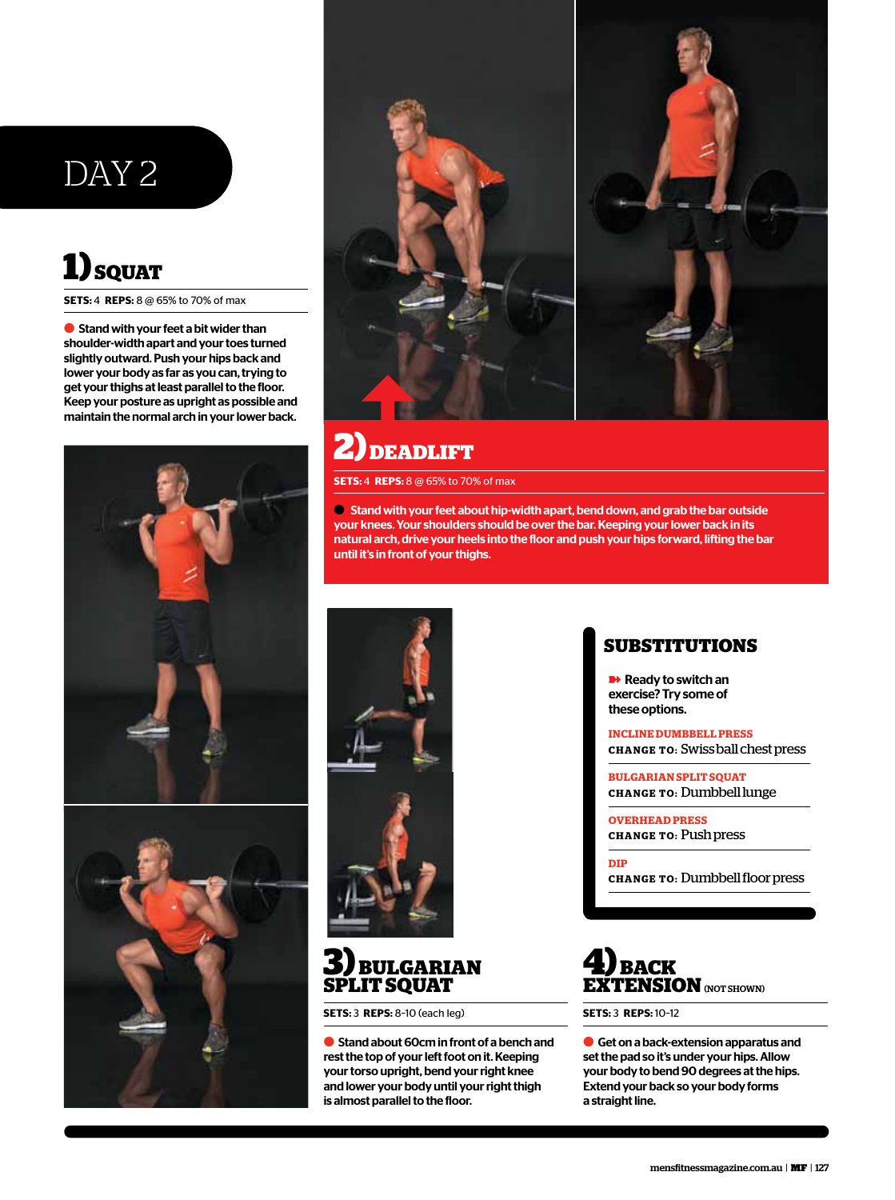# DAY 2

## 1) SQUAT

**SETS:** 4 **REPS:** 8 @ 65% to 70% of max

Stand with your feet a bit wider than shoulder-width apart and your toes turned slightly outward. Push your hips back and lower your body as far as you can, trying to get your thighs at least parallel to the floor. Keep your posture as upright as possible and maintain the normal arch in your lower back.

## 2) DEADLIFT

**SETS:** 4 **REPS:** 8 @ 65% to 70% of max

Stand with your feet about hip-width apart, bend down, and grab the bar outside your knees. Your shoulders should be over the bar. Keeping your lower back in its natural arch, drive your heels into the floor and push your hips forward, lifting the bar until it's in front of your thighs.

## 3) BULGARIAN SPLIT SQUAT

**SETS:** 3 **REPS:** 8-10 (each leg)

Stand about 60cm in front of a bench and rest the top of your left foot on it. Keeping your torso upright, bend your right knee and lower your body until your right thigh is almost parallel to the floor.

## SUBSTITUTIONS

Ready to switch an exercise? Try some of these options.

**INCLINE DUMBBELL PRESS**
**CHANGE TO:** Swiss ball chest press

**BULGARIAN SPLIT SQUAT**
**CHANGE TO:** Dumbbell lunge

**OVERHEAD PRESS**
**CHANGE TO:** Push press

**DIP**
**CHANGE TO:** Dumbbell floor press

## 4) BACK EXTENSION (NOT SHOWN)

**SETS:** 3 **REPS:** 10-12

Get on a back-extension apparatus and set the pad so it's under your hips. Allow your body to bend 90 degrees at the hips. Extend your back so your body forms a straight line.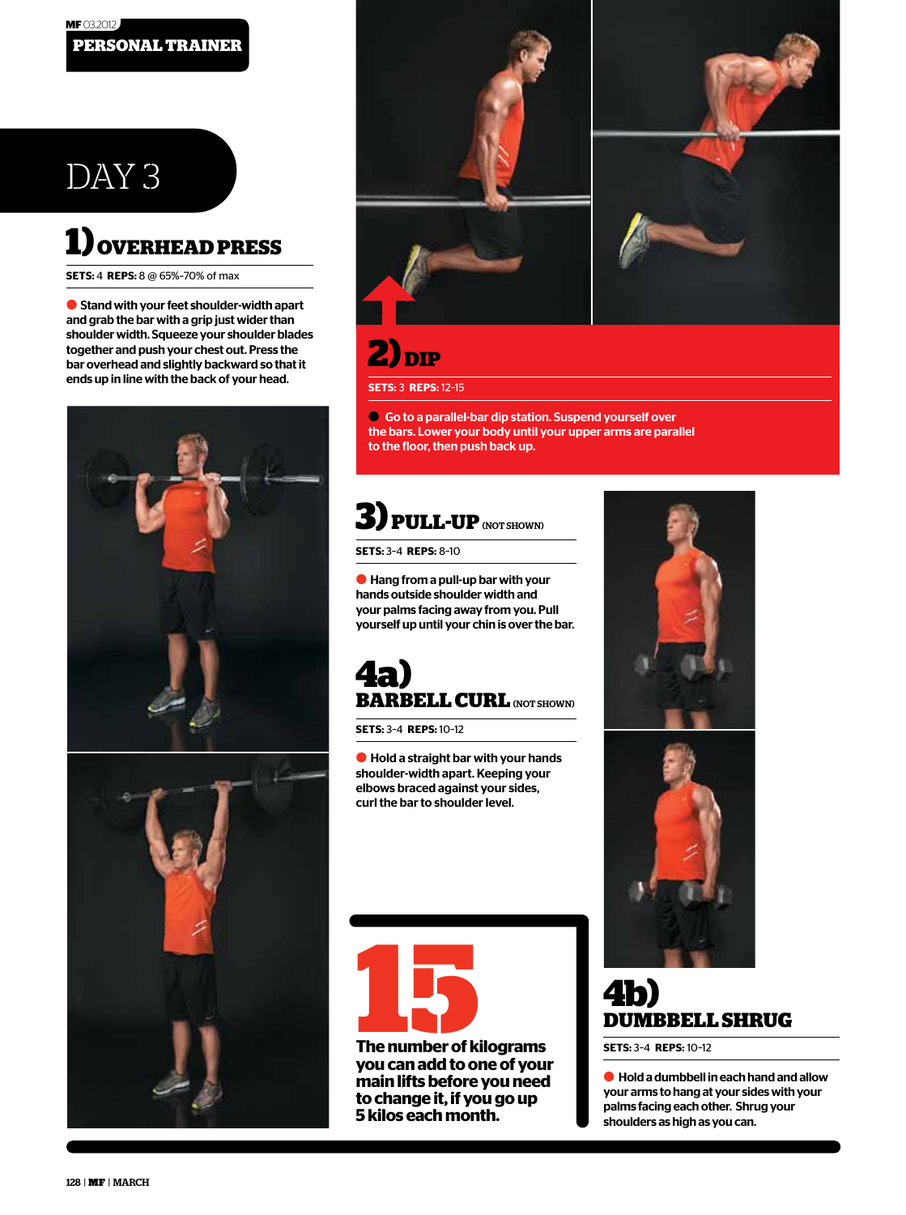# DAY 3

## 1) OVERHEAD PRESS

**SETS:** 4 **REPS:** 8 @ 65%–70% of max

Stand with your feet shoulder-width apart and grab the bar with a grip just wider than shoulder width. Squeeze your shoulder blades together and push your chest out. Press the bar overhead and slightly backward so that it ends up in line with the back of your head.

## 2) DIP

**SETS:** 3 **REPS:** 12-15

Go to a parallel-bar dip station. Suspend yourself over the bars. Lower your body until your upper arms are parallel to the floor, then push back up.

## 3) PULL-UP (NOT SHOWN)

**SETS:** 3-4 **REPS:** 8-10

Hang from a pull-up bar with your hands outside shoulder width and your palms facing away from you. Pull yourself up until your chin is over the bar.

## 4a) BARBELL CURL (NOT SHOWN)

**SETS:** 3-4 **REPS:** 10-12

Hold a straight bar with your hands shoulder-width apart. Keeping your elbows braced against your sides, curl the bar to shoulder level.

## 4b) DUMBBELL SHRUG

**SETS:** 3-4 **REPS:** 10-12

Hold a dumbbell in each hand and allow your arms to hang at your sides with your palms facing each other. Shrug your shoulders as high as you can.

**15**

**The number of kilograms you can add to one of your main lifts before you need to change it, if you go up 5 kilos each month.**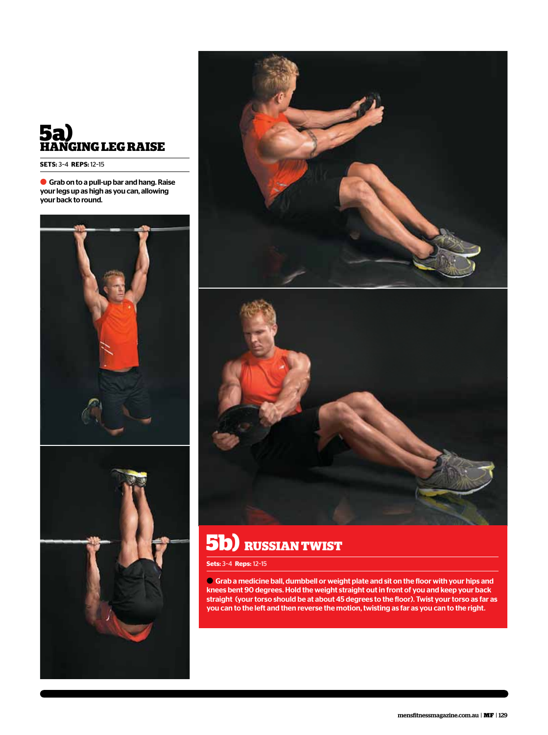## 5a) HANGING LEG RAISE

**SETS:** 3-4 **REPS:** 12-15

- Grab on to a pull-up bar and hang. Raise your legs up as high as you can, allowing your back to round.

## 5b) RUSSIAN TWIST

**Sets:** 3-4 **Reps:** 12-15

- Grab a medicine ball, dumbbell or weight plate and sit on the floor with your hips and knees bent 90 degrees. Hold the weight straight out in front of you and keep your back straight (your torso should be at about 45 degrees to the floor). Twist your torso as far as you can to the left and then reverse the motion, twisting as far as you can to the right.